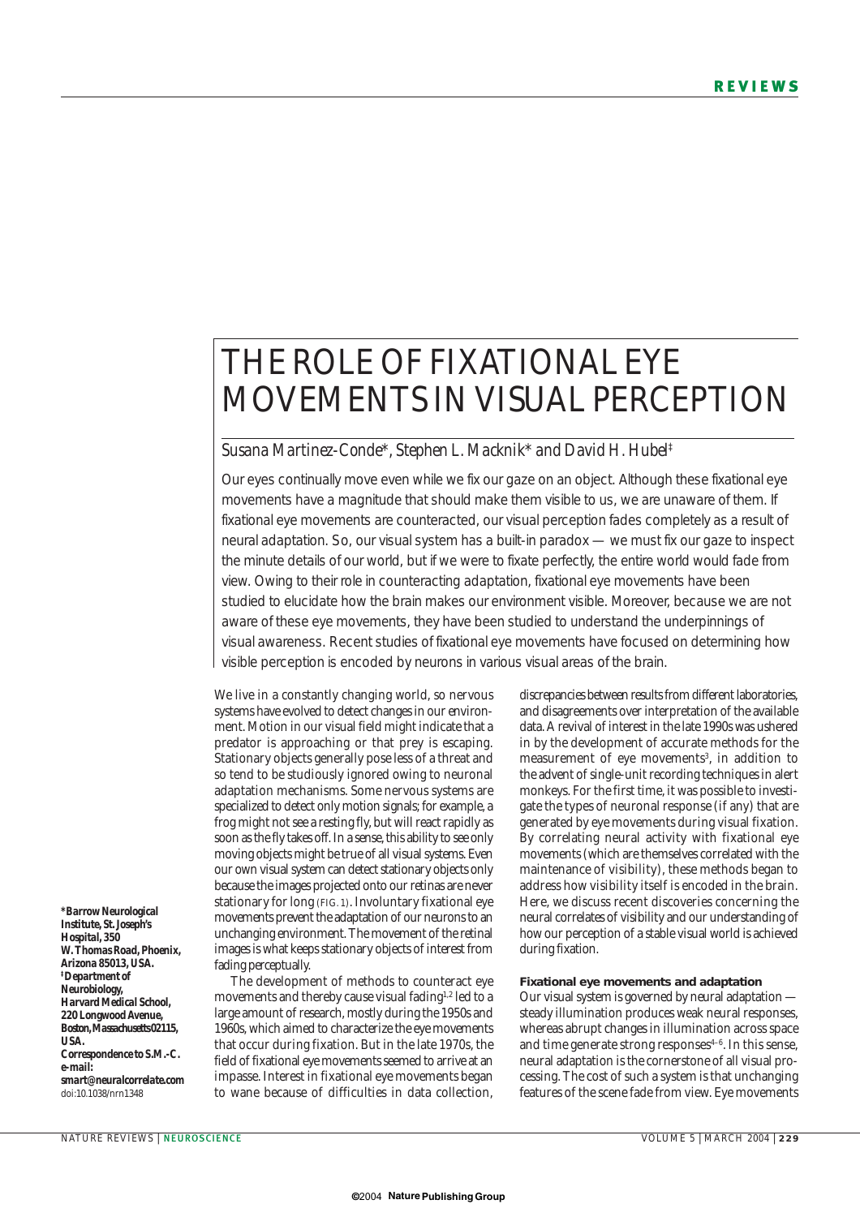# THE ROLE OF FIXATIONAL EYE MOVEMENTS IN VISUAL PERCEPTION

*Susana Martinez-Conde\*, Stephen L. Macknik\* and David H. Hubel‡*

Our eyes continually move even while we fix our gaze on an object. Although these fixational eye movements have a magnitude that should make them visible to us, we are unaware of them. If fixational eye movements are counteracted, our visual perception fades completely as a result of neural adaptation. So, our visual system has a built-in paradox — we must fix our gaze to inspect the minute details of our world, but if we were to fixate perfectly, the entire world would fade from view. Owing to their role in counteracting adaptation, fixational eye movements have been studied to elucidate how the brain makes our environment visible. Moreover, because we are not aware of these eye movements, they have been studied to understand the underpinnings of visual awareness. Recent studies of fixational eye movements have focused on determining how visible perception is encoded by neurons in various visual areas of the brain.

We live in a constantly changing world, so nervous systems have evolved to detect changes in our environment. Motion in our visual field might indicate that a predator is approaching or that prey is escaping. Stationary objects generally pose less of a threat and so tend to be studiously ignored owing to neuronal adaptation mechanisms. Some nervous systems are specialized to detect only motion signals; for example, a frog might not see a resting fly, but will react rapidly as soon as the fly takes off. In a sense, this ability to see only moving objects might be true of all visual systems. Even our own visual system can detect stationary objects only because the images projected onto our retinas are never stationary for long (FIG. 1). Involuntary fixational eye movements prevent the adaptation of our neurons to an unchanging environment. The movement of the retinal images is what keeps stationary objects of interest from fading perceptually.

The development of methods to counteract eye movements and thereby cause visual fading[1,2] led to a large amount of research, mostly during the 1950s and 1960s, which aimed to characterize the eye movements that occur during fixation. But in the late 1970s, the field of fixational eye movements seemed to arrive at an impasse. Interest in fixational eye movements began to wane because of difficulties in data collection, discrepancies between results from different laboratories, and disagreements over interpretation of the available data. A revival of interest in the late 1990s was ushered in by the development of accurate methods for the measurement of eye movements[3], in addition to the advent of single-unit recording techniques in alert monkeys. For the first time, it was possible to investigate the types of neuronal response (if any) that are generated by eye movements during visual fixation. By correlating neural activity with fixational eye movements (which are themselves correlated with the maintenance of visibility), these methods began to address how visibility itself is encoded in the brain. Here, we discuss recent discoveries concerning the neural correlates of visibility and our understanding of how our perception of a stable visual world is achieved during fixation.

## Fixational eye movements and adaptation

Our visual system is governed by neural adaptation — steady illumination produces weak neural responses, whereas abrupt changes in illumination across space and time generate strong responses[4–6]. In this sense, neural adaptation is the cornerstone of all visual processing. The cost of such a system is that unchanging features of the scene fade from view. Eye movements

\*Barrow Neurological Institute, St. Joseph's Hospital, 350 W. Thomas Road, Phoenix, Arizona 85013, USA.
‡Department of Neurobiology, Harvard Medical School, 220 Longwood Avenue, Boston, Massachusetts 02115, USA.
Correspondence to S.M.-C.
e-mail: smart@neuralcorrelate.com
doi:10.1038/nrn1348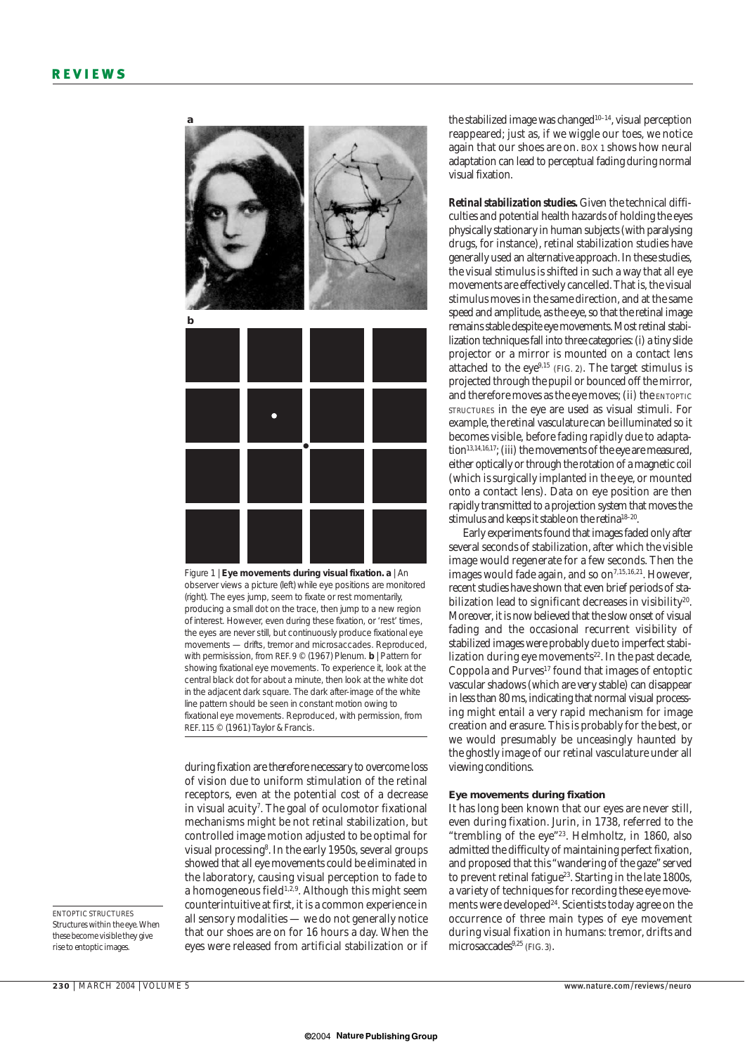Figure 1 | **Eye movements during visual fixation. a** | An observer views a picture (left) while eye positions are monitored (right). The eyes jump, seem to fixate or rest momentarily, producing a small dot on the trace, then jump to a new region of interest. However, even during these fixation, or 'rest' times, the eyes are never still, but continuously produce fixational eye movements — drifts, tremor and microsaccades. Reproduced, with permisission, from REF. 9 © (1967) Plenum. **b** | Pattern for showing fixational eye movements. To experience it, look at the central black dot for about a minute, then look at the white dot in the adjacent dark square. The dark after-image of the white line pattern should be seen in constant motion owing to fixational eye movements. Reproduced, with permission, from REF. 115 © (1961) Taylor & Francis.

during fixation are therefore necessary to overcome loss of vision due to uniform stimulation of the retinal receptors, even at the potential cost of a decrease in visual acuity[7]. The goal of oculomotor fixational mechanisms might be not retinal stabilization, but controlled image motion adjusted to be optimal for visual processing[8]. In the early 1950s, several groups showed that all eye movements could be eliminated in the laboratory, causing visual perception to fade to a homogeneous field[1,2,9]. Although this might seem counterintuitive at first, it is a common experience in all sensory modalities — we do not generally notice that our shoes are on for 16 hours a day. When the eyes were released from artificial stabilization or if the stabilized image was changed[10–14], visual perception reappeared; just as, if we wiggle our toes, we notice again that our shoes are on. BOX 1 shows how neural adaptation can lead to perceptual fading during normal visual fixation.

ENTOPTIC STRUCTURES
Structures within the eye. When these become visible they give rise to entoptic images.

***Retinal stabilization studies.*** Given the technical difficulties and potential health hazards of holding the eyes physically stationary in human subjects (with paralysing drugs, for instance), retinal stabilization studies have generally used an alternative approach. In these studies, the visual stimulus is shifted in such a way that all eye movements are effectively cancelled. That is, the visual stimulus moves in the same direction, and at the same speed and amplitude, as the eye, so that the retinal image remains stable despite eye movements. Most retinal stabilization techniques fall into three categories: (i) a tiny slide projector or a mirror is mounted on a contact lens attached to the eye[9,15] (FIG. 2). The target stimulus is projected through the pupil or bounced off the mirror, and therefore moves as the eye moves; (ii) the ENTOPTIC STRUCTURES in the eye are used as visual stimuli. For example, the retinal vasculature can be illuminated so it becomes visible, before fading rapidly due to adaptation[13,14,16,17]; (iii) the movements of the eye are measured, either optically or through the rotation of a magnetic coil (which is surgically implanted in the eye, or mounted onto a contact lens). Data on eye position are then rapidly transmitted to a projection system that moves the stimulus and keeps it stable on the retina[18–20].

Early experiments found that images faded only after several seconds of stabilization, after which the visible image would regenerate for a few seconds. Then the images would fade again, and so on[7,15,16,21]. However, recent studies have shown that even brief periods of stabilization lead to significant decreases in visibility[20]. Moreover, it is now believed that the slow onset of visual fading and the occasional recurrent visibility of stabilized images were probably due to imperfect stabilization during eye movements[22]. In the past decade, Coppola and Purves[17] found that images of entoptic vascular shadows (which are very stable) can disappear in less than 80 ms, indicating that normal visual processing might entail a very rapid mechanism for image creation and erasure. This is probably for the best, or we would presumably be unceasingly haunted by the ghostly image of our retinal vasculature under all viewing conditions.

### Eye movements during fixation

It has long been known that our eyes are never still, even during fixation. Jurin, in 1738, referred to the "trembling of the eye"[23]. Helmholtz, in 1860, also admitted the difficulty of maintaining perfect fixation, and proposed that this "wandering of the gaze" served to prevent retinal fatigue[23]. Starting in the late 1800s, a variety of techniques for recording these eye movements were developed[24]. Scientists today agree on the occurrence of three main types of eye movement during visual fixation in humans: tremor, drifts and microsaccades[9,25] (FIG. 3).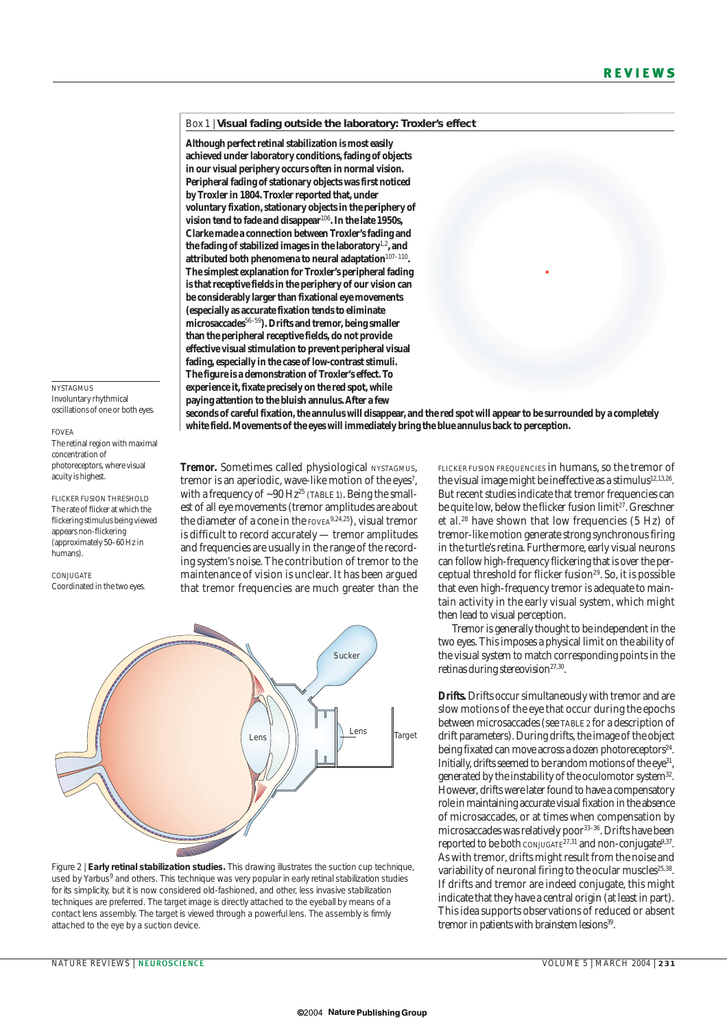Box 1 | **Visual fading outside the laboratory: Troxler's effect**

**Although perfect retinal stabilization is most easily achieved under laboratory conditions, fading of objects in our visual periphery occurs often in normal vision. Peripheral fading of stationary objects was first noticed by Troxler in 1804. Troxler reported that, under voluntary fixation, stationary objects in the periphery of vision tend to fade and disappear[106]. In the late 1950s, Clarke made a connection between Troxler's fading and the fading of stabilized images in the laboratory[1,2], and attributed both phenomena to neural adaptation[107–110]. The simplest explanation for Troxler's peripheral fading is that receptive fields in the periphery of our vision can be considerably larger than fixational eye movements (especially as accurate fixation tends to eliminate microsaccades[56–59]). Drifts and tremor, being smaller than the peripheral receptive fields, do not provide effective visual stimulation to prevent peripheral visual fading, especially in the case of low-contrast stimuli. The figure is a demonstration of Troxler's effect. To experience it, fixate precisely on the red spot, while paying attention to the bluish annulus. After a few seconds of careful fixation, the annulus will disappear, and the red spot will appear to be surrounded by a completely white field. Movements of the eyes will immediately bring the blue annulus back to perception.**

NYSTAGMUS
Involuntary rhythmical oscillations of one or both eyes.

FOVEA
The retinal region with maximal concentration of photoreceptors, where visual acuity is highest.

FLICKER FUSION THRESHOLD
The rate of flicker at which the flickering stimulus being viewed appears non-flickering (approximately 50–60 Hz in humans).

CONJUGATE
Coordinated in the two eyes.

**Tremor.** Sometimes called physiological NYSTAGMUS, tremor is an aperiodic, wave-like motion of the eyes[7], with a frequency of ~90 Hz[25] (TABLE 1). Being the smallest of all eye movements (tremor amplitudes are about the diameter of a cone in the FOVEA[9,24,25]), visual tremor is difficult to record accurately — tremor amplitudes and frequencies are usually in the range of the recording system's noise. The contribution of tremor to the maintenance of vision is unclear. It has been argued that tremor frequencies are much greater than the FLICKER FUSION FREQUENCIES in humans, so the tremor of the visual image might be ineffective as a stimulus[12,13,26]. But recent studies indicate that tremor frequencies can be quite low, below the flicker fusion limit[27]. Greschner *et al.*[28] have shown that low frequencies (5 Hz) of tremor-like motion generate strong synchronous firing in the turtle's retina. Furthermore, early visual neurons can follow high-frequency flickering that is over the perceptual threshold for flicker fusion[29]. So, it is possible that even high-frequency tremor is adequate to maintain activity in the early visual system, which might then lead to visual perception.

Tremor is generally thought to be independent in the two eyes. This imposes a physical limit on the ability of the visual system to match corresponding points in the retinas during stereovision[27,30].

**Drifts.** Drifts occur simultaneously with tremor and are slow motions of the eye that occur during the epochs between microsaccades (see TABLE 2 for a description of drift parameters). During drifts, the image of the object being fixated can move across a dozen photoreceptors[24]. Initially, drifts seemed to be random motions of the eye[31], generated by the instability of the oculomotor system[32]. However, drifts were later found to have a compensatory role in maintaining accurate visual fixation in the absence of microsaccades, or at times when compensation by microsaccades was relatively poor[33–36]. Drifts have been reported to be both CONJUGATE[27,31] and non-conjugate[9,37]. As with tremor, drifts might result from the noise and variability of neuronal firing to the ocular muscles[25,38]. If drifts and tremor are indeed conjugate, this might indicate that they have a central origin (at least in part). This idea supports observations of reduced or absent tremor in patients with brainstem lesions[39].

Figure 2 | **Early retinal stabilization studies.** This drawing illustrates the suction cup technique, used by Yarbus[9] and others. This technique was very popular in early retinal stabilization studies for its simplicity, but it is now considered old-fashioned, and other, less invasive stabilization techniques are preferred. The target image is directly attached to the eyeball by means of a contact lens assembly. The target is viewed through a powerful lens. The assembly is firmly attached to the eye by a suction device.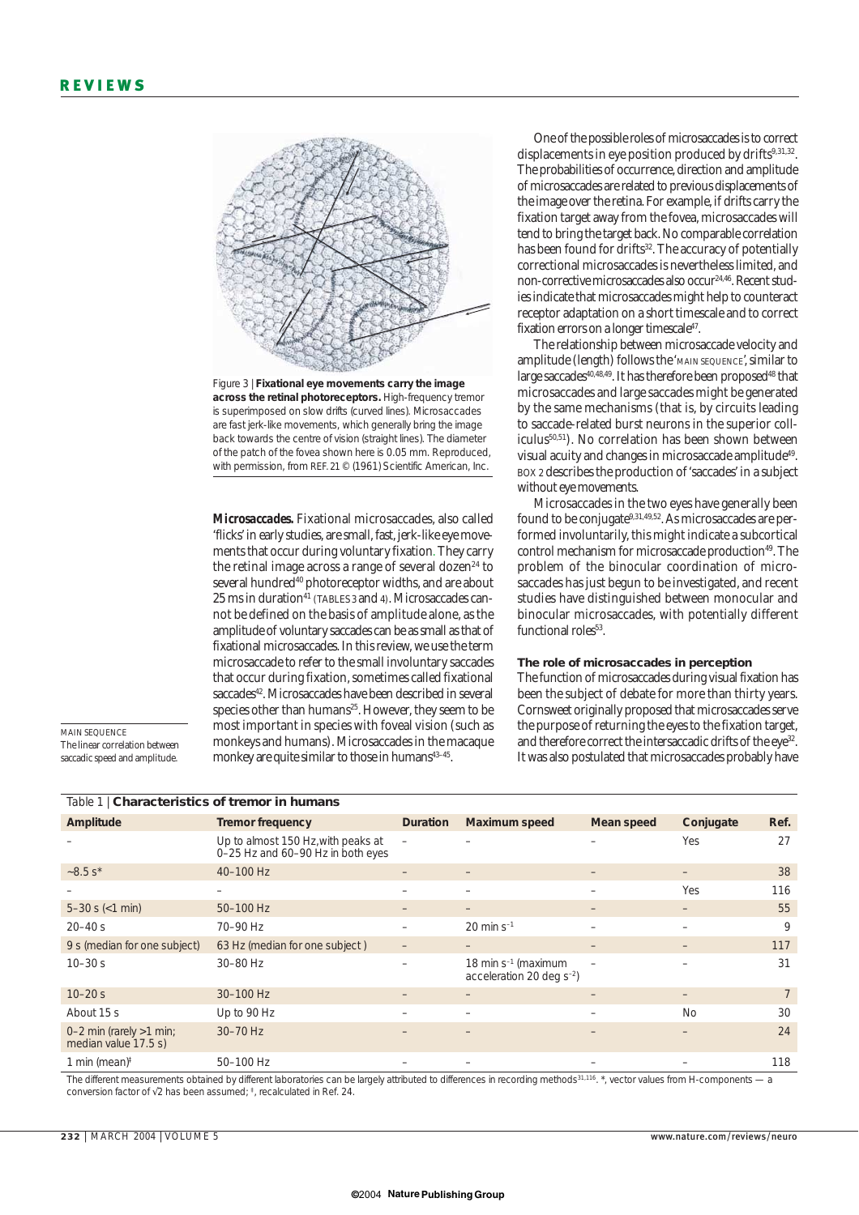Figure 3 | **Fixational eye movements carry the image across the retinal photoreceptors.** High-frequency tremor is superimposed on slow drifts (curved lines). Microsaccades are fast jerk-like movements, which generally bring the image back towards the centre of vision (straight lines). The diameter of the patch of the fovea shown here is 0.05 mm. Reproduced, with permission, from REF. 21 © (1961) Scientific American, Inc.

**Microsaccades.** Fixational microsaccades, also called 'flicks' in early studies, are small, fast, jerk-like eye movements that occur during voluntary fixation. They carry the retinal image across a range of several dozen[24] to several hundred[40] photoreceptor widths, and are about 25 ms in duration[41] (TABLES 3 and 4). Microsaccades cannot be defined on the basis of amplitude alone, as the amplitude of voluntary saccades can be as small as that of fixational microsaccades. In this review, we use the term microsaccade to refer to the small involuntary saccades that occur during fixation, sometimes called fixational saccades[42]. Microsaccades have been described in several species other than humans[25]. However, they seem to be most important in species with foveal vision (such as monkeys and humans). Microsaccades in the macaque monkey are quite similar to those in humans[43–45].

MAIN SEQUENCE
The linear correlation between saccadic speed and amplitude.

One of the possible roles of microsaccades is to correct displacements in eye position produced by drifts[9,31,32]. The probabilities of occurrence, direction and amplitude of microsaccades are related to previous displacements of the image over the retina. For example, if drifts carry the fixation target away from the fovea, microsaccades will tend to bring the target back. No comparable correlation has been found for drifts[32]. The accuracy of potentially correctional microsaccades is nevertheless limited, and non-corrective microsaccades also occur[24,46]. Recent studies indicate that microsaccades might help to counteract receptor adaptation on a short timescale and to correct fixation errors on a longer timescale[47].

The relationship between microsaccade velocity and amplitude (length) follows the 'MAIN SEQUENCE', similar to large saccades[40,48,49]. It has therefore been proposed[48] that microsaccades and large saccades might be generated by the same mechanisms (that is, by circuits leading to saccade-related burst neurons in the superior colliculus[50,51]). No correlation has been shown between visual acuity and changes in microsaccade amplitude[49]. BOX 2 describes the production of 'saccades' in a subject without eye movements.

Microsaccades in the two eyes have generally been found to be conjugate[9,31,49,52]. As microsaccades are performed involuntarily, this might indicate a subcortical control mechanism for microsaccade production[49]. The problem of the binocular coordination of microsaccades has just begun to be investigated, and recent studies have distinguished between monocular and binocular microsaccades, with potentially different functional roles[53].

### The role of microsaccades in perception

The function of microsaccades during visual fixation has been the subject of debate for more than thirty years. Cornsweet originally proposed that microsaccades serve the purpose of returning the eyes to the fixation target, and therefore correct the intersaccadic drifts of the eye[32]. It was also postulated that microsaccades probably have

Table 1 | **Characteristics of tremor in humans**

| Amplitude | Tremor frequency | Duration | Maximum speed | Mean speed | Conjugate | Ref. |
|---|---|---|---|---|---|---|
| – | Up to almost 150 Hz, with peaks at 0–25 Hz and 60–90 Hz in both eyes | – | – | – | Yes | 27 |
| ~8.5 s* | 40–100 Hz | – | – | – | – | 38 |
| – | – | – | – | – | Yes | 116 |
| 5–30 s (<1 min) | 50–100 Hz | – | – | – | – | 55 |
| 20–40 s | 70–90 Hz | – | 20 min $s^{-1}$ | – | – | 9 |
| 9 s (median for one subject) | 63 Hz (median for one subject ) | – | – | – | – | 117 |
| 10–30 s | 30–80 Hz | – | 18 min $s^{-1}$ (maximum acceleration 20 deg $s^{-2}$) | – | – | 31 |
| 10–20 s | 30–100 Hz | – | – | – | – | 7 |
| About 15 s | Up to 90 Hz | – | – | – | No | 30 |
| 0–2 min (rarely >1 min; median value 17.5 s) | 30–70 Hz | – | – | – | – | 24 |
| 1 min (mean)‡ | 50–100 Hz | – | – | – | – | 118 |

The different measurements obtained by different laboratories can be largely attributed to differences in recording methods[31,116]. *, vector values from H-components — a conversion factor of √2 has been assumed; ‡, recalculated in Ref. 24.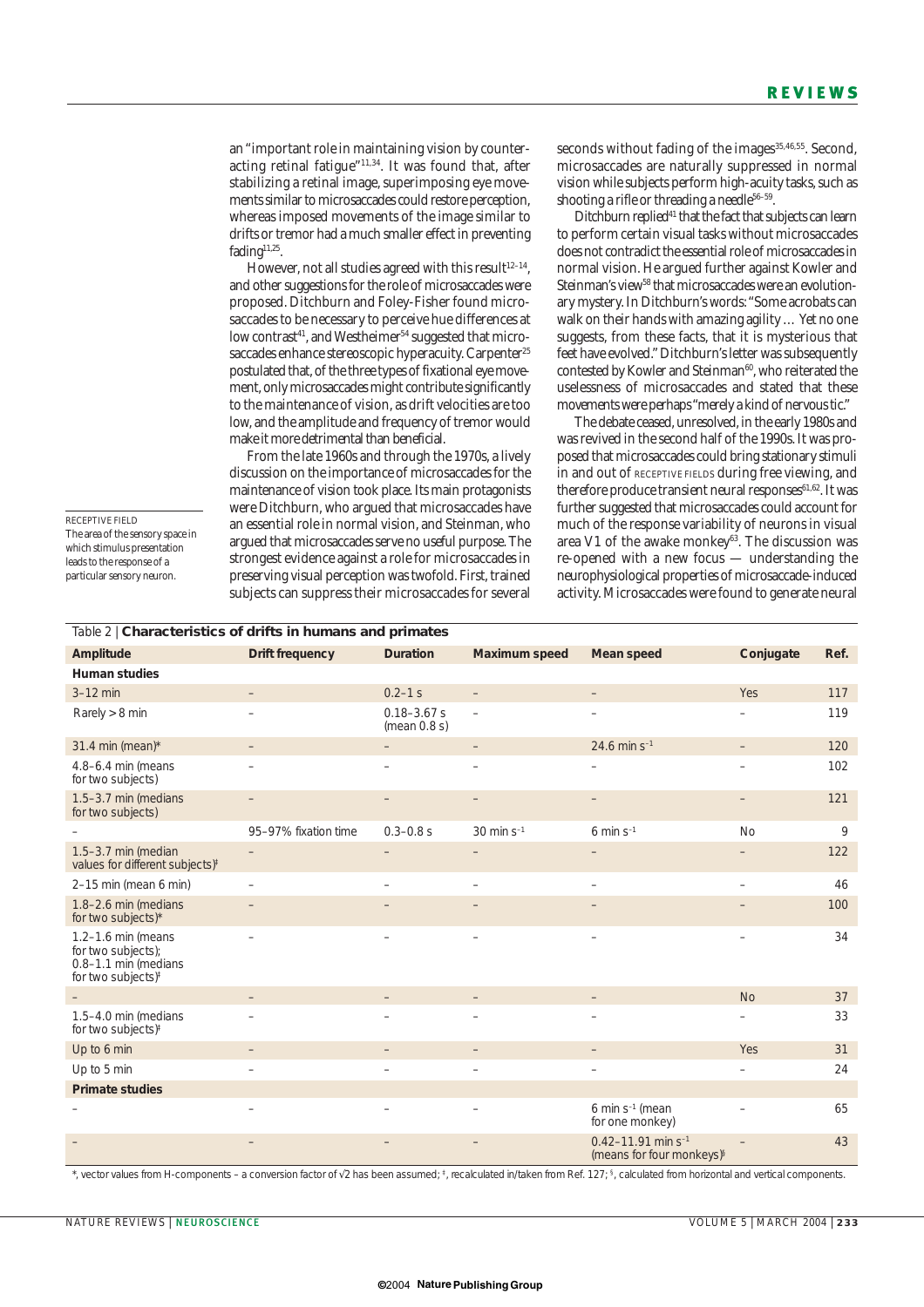an "important role in maintaining vision by counteracting retinal fatigue"[11,34]. It was found that, after stabilizing a retinal image, superimposing eye movements similar to microsaccades could restore perception, whereas imposed movements of the image similar to drifts or tremor had a much smaller effect in preventing fading[11,25].

However, not all studies agreed with this result[12–14], and other suggestions for the role of microsaccades were proposed. Ditchburn and Foley-Fisher found microsaccades to be necessary to perceive hue differences at low contrast[41], and Westheimer[54] suggested that microsaccades enhance stereoscopic hyperacuity. Carpenter[25] postulated that, of the three types of fixational eye movement, only microsaccades might contribute significantly to the maintenance of vision, as drift velocities are too low, and the amplitude and frequency of tremor would make it more detrimental than beneficial.

From the late 1960s and through the 1970s, a lively discussion on the importance of microsaccades for the maintenance of vision took place. Its main protagonists were Ditchburn, who argued that microsaccades have an essential role in normal vision, and Steinman, who argued that microsaccades serve no useful purpose. The strongest evidence against a role for microsaccades in preserving visual perception was twofold. First, trained subjects can suppress their microsaccades for several seconds without fading of the images[35,46,55]. Second, microsaccades are naturally suppressed in normal vision while subjects perform high-acuity tasks, such as shooting a rifle or threading a needle[56–59].

Ditchburn replied[41] that the fact that subjects can learn to perform certain visual tasks without microsaccades does not contradict the essential role of microsaccades in normal vision. He argued further against Kowler and Steinman's view[58] that microsaccades were an evolutionary mystery. In Ditchburn's words: "Some acrobats can walk on their hands with amazing agility ... Yet no one suggests, from these facts, that it is mysterious that feet have evolved." Ditchburn's letter was subsequently contested by Kowler and Steinman[60], who reiterated the uselessness of microsaccades and stated that these movements were perhaps "merely a kind of nervous tic."

The debate ceased, unresolved, in the early 1980s and was revived in the second half of the 1990s. It was proposed that microsaccades could bring stationary stimuli in and out of RECEPTIVE FIELDS during free viewing, and therefore produce transient neural responses[61,62]. It was further suggested that microsaccades could account for much of the response variability of neurons in visual area V1 of the awake monkey[63]. The discussion was re-opened with a new focus — understanding the neurophysiological properties of microsaccade-induced activity. Microsaccades were found to generate neural

RECEPTIVE FIELD
The area of the sensory space in which stimulus presentation leads to the response of a particular sensory neuron.

Table 2 | **Characteristics of drifts in humans and primates**

| Amplitude | Drift frequency | Duration | Maximum speed | Mean speed | Conjugate | Ref. |
|---|---|---|---|---|---|---|
| **Human studies** | | | | | | |
| 3–12 min | – | 0.2–1 s | – | – | Yes | 117 |
| Rarely > 8 min | – | 0.18–3.67 s (mean 0.8 s) | – | – | – | 119 |
| 31.4 min (mean)* | – | – | – | 24.6 min $s^{-1}$ | – | 120 |
| 4.8–6.4 min (means for two subjects) | – | – | – | – | – | 102 |
| 1.5–3.7 min (medians for two subjects) | – | – | – | – | – | 121 |
| – | 95–97% fixation time | 0.3–0.8 s | 30 min $s^{-1}$ | 6 min $s^{-1}$ | No | 9 |
| 1.5–3.7 min (median values for different subjects)‡ | – | – | – | – | – | 122 |
| 2–15 min (mean 6 min) | – | – | – | – | – | 46 |
| 1.8–2.6 min (medians for two subjects)* | – | – | – | – | – | 100 |
| 1.2–1.6 min (means for two subjects); 0.8–1.1 min (medians for two subjects)‡ | – | – | – | – | – | 34 |
| – | – | – | – | – | No | 37 |
| 1.5–4.0 min (medians for two subjects)‡ | – | – | – | – | – | 33 |
| Up to 6 min | – | – | – | – | Yes | 31 |
| Up to 5 min | – | – | – | – | – | 24 |
| **Primate studies** | | | | | | |
| – | – | – | – | 6 min $s^{-1}$ (mean for one monkey) | – | 65 |
| – | – | – | – | 0.42–11.91 min $s^{-1}$ (means for four monkeys)§ | – | 43 |

*, vector values from H-components – a conversion factor of √2 has been assumed; ‡, recalculated in/taken from Ref. 127; §, calculated from horizontal and vertical components.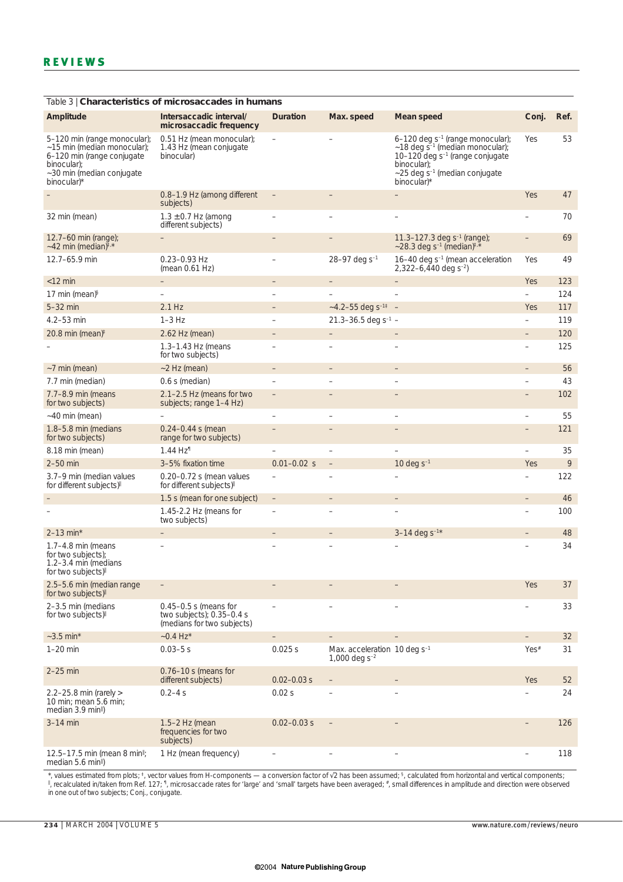Table 3 | **Characteristics of microsaccades in humans**

| Amplitude | Intersaccadic interval/ microsaccadic frequency | Duration | Max. speed | Mean speed | Conj. | Ref. |
|---|---|---|---|---|---|---|
| 5–120 min (range monocular); ~15 min (median monocular); 6–120 min (range conjugate binocular); ~30 min (median conjugate binocular)* | 0.51 Hz (mean monocular); 1.43 Hz (mean conjugate binocular) | – | – | 6–120 deg $s^{-1}$ (range monocular); ~18 deg $s^{-1}$ (median monocular); 10–120 deg $s^{-1}$ (range conjugate binocular); ~25 deg $s^{-1}$ (median conjugate binocular)* | Yes | 53 |
| – | 0.8–1.9 Hz (among different subjects) | – | – | – | Yes | 47 |
| 32 min (mean) | 1.3 ±0.7 Hz (among different subjects) | – | – | – | – | 70 |
| 12.7–60 min (range); ~42 min (median)‡,* | – | – | – | 11.3–127.3 deg $s^{-1}$ (range); ~28.3 deg $s^{-1}$ (median)‡,* | – | 69 |
| 12.7–65.9 min | 0.23–0.93 Hz (mean 0.61 Hz) | – | 28–97 deg $s^{-1}$ | 16–40 deg $s^{-1}$ (mean acceleration 2,322–6,440 deg $s^{-2}$) | Yes | 49 |
| <12 min | – | – | – | – | Yes | 123 |
| 17 min (mean)§ | – | – | – | – | – | 124 |
| 5–32 min | 2.1 Hz | – | ~4.2–55 deg $s^{-1}$‡ | – | Yes | 117 |
| 4.2–53 min | 1–3 Hz | – | 21.3–36.5 deg $s^{-1}$ | – | – | 119 |
| 20.8 min (mean)‡ | 2.62 Hz (mean) | – | – | – | – | 120 |
| – | 1.3–1.43 Hz (means for two subjects) | – | – | – | – | 125 |
| ~7 min (mean) | ~2 Hz (mean) | – | – | – | – | 56 |
| 7.7 min (median) | 0.6 s (median) | – | – | – | – | 43 |
| 7.7–8.9 min (means for two subjects) | 2.1–2.5 Hz (means for two subjects; range 1–4 Hz) | – | – | – | – | 102 |
| ~40 min (mean) | – | – | – | – | – | 55 |
| 1.8–5.8 min (medians for two subjects) | 0.24–0.44 s (mean range for two subjects) | – | – | – | – | 121 |
| 8.18 min (mean) | 1.44 Hz¶ | – | – | – | – | 35 |
| 2–50 min | 3–5% fixation time | 0.01–0.02 s | – | 10 deg $s^{-1}$ | Yes | 9 |
| 3.7–9 min (median values for different subjects)‖ | 0.20–0.72 s (mean values for different subjects)‖ | – | – | – | – | 122 |
| – | 1.5 s (mean for one subject) | – | – | – | – | 46 |
| – | 1.45-2.2 Hz (means for two subjects) | – | – | – | – | 100 |
| 2–13 min* | – | – | – | 3–14 deg $s^{-1}$* | – | 48 |
| 1.7–4.8 min (means for two subjects); 1.2–3.4 min (medians for two subjects)‖ | – | – | – | – | – | 34 |
| 2.5–5.6 min (median range for two subjects)‖ | – | – | – | – | Yes | 37 |
| 2–3.5 min (medians for two subjects)‖ | 0.45–0.5 s (means for two subjects); 0.35–0.4 s (medians for two subjects) | – | – | – | – | 33 |
| ~3.5 min* | ~0.4 Hz* | – | – | – | – | 32 |
| 1–20 min | 0.03–5 s | 0.025 s | Max. acceleration 1,000 deg $s^{-2}$ | 10 deg $s^{-1}$ | Yes# | 31 |
| 2–25 min | 0.76–10 s (means for different subjects) | 0.02–0.03 s | – | – | Yes | 52 |
| 2.2–25.8 min (rarely > 10 min; mean 5.6 min; median 3.9 min‖) | 0.2–4 s | 0.02 s | – | – | – | 24 |
| 3–14 min | 1.5–2 Hz (mean frequencies for two subjects) | 0.02–0.03 s | – | – | – | 126 |
| 12.5–17.5 min (mean 8 min‖; median 5.6 min‖) | 1 Hz (mean frequency) | – | – | – | – | 118 |

*, values estimated from plots; ‡, vector values from H-components — a conversion factor of √2 has been assumed; §, calculated from horizontal and vertical components; ‖, recalculated in/taken from Ref. 127; ¶, microsaccade rates for 'large' and 'small' targets have been averaged; #, small differences in amplitude and direction were observed in one out of two subjects; Conj., conjugate.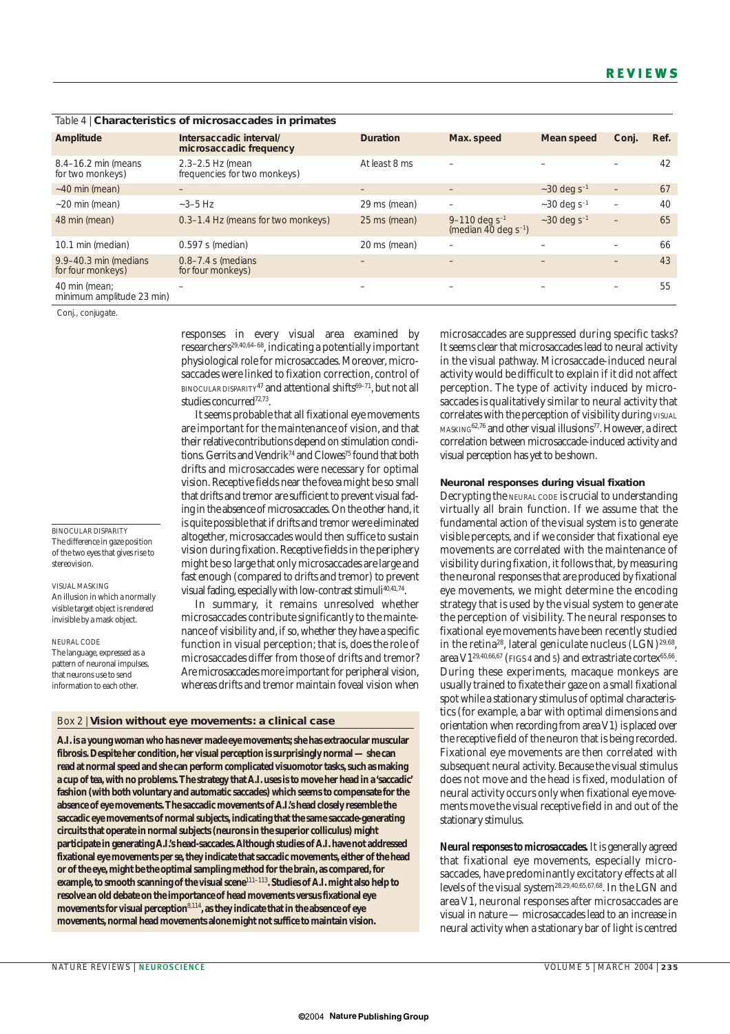Table 4 | **Characteristics of microsaccades in primates**

| Amplitude | Intersaccadic interval/ microsaccadic frequency | Duration | Max. speed | Mean speed | Conj. | Ref. |
|---|---|---|---|---|---|---|
| 8.4–16.2 min (means for two monkeys) | 2.3–2.5 Hz (mean frequencies for two monkeys) | At least 8 ms | – | – | – | 42 |
| ~40 min (mean) | – | – | – | ~30 deg $s^{-1}$ | – | 67 |
| ~20 min (mean) | ~3–5 Hz | 29 ms (mean) | – | ~30 deg $s^{-1}$ | – | 40 |
| 48 min (mean) | 0.3–1.4 Hz (means for two monkeys) | 25 ms (mean) | 9–110 deg $s^{-1}$ (median 40 deg $s^{-1}$) | ~30 deg $s^{-1}$ | – | 65 |
| 10.1 min (median) | 0.597 s (median) | 20 ms (mean) | – | – | – | 66 |
| 9.9–40.3 min (medians for four monkeys) | 0.8–7.4 s (medians for four monkeys) | – | – | – | – | 43 |
| 40 min (mean; minimum amplitude 23 min) | – | – | – | – | – | 55 |

Conj., conjugate.

responses in every visual area examined by researchers[29,40,64–68], indicating a potentially important physiological role for microsaccades. Moreover, microsaccades were linked to fixation correction, control of BINOCULAR DISPARITY[47] and attentional shifts[69–71], but not all studies concurred[72,73].

It seems probable that all fixational eye movements are important for the maintenance of vision, and that their relative contributions depend on stimulation conditions. Gerrits and Vendrik[74] and Clowes[75] found that both drifts and microsaccades were necessary for optimal vision. Receptive fields near the fovea might be so small that drifts and tremor are sufficient to prevent visual fading in the absence of microsaccades. On the other hand, it is quite possible that if drifts and tremor were eliminated altogether, microsaccades would then suffice to sustain vision during fixation. Receptive fields in the periphery might be so large that only microsaccades are large and fast enough (compared to drifts and tremor) to prevent visual fading, especially with low-contrast stimuli[40,41,74].

In summary, it remains unresolved whether microsaccades contribute significantly to the maintenance of visibility and, if so, whether they have a specific function in visual perception; that is, does the role of microsaccades differ from those of drifts and tremor? Are microsaccades more important for peripheral vision, whereas drifts and tremor maintain foveal vision when microsaccades are suppressed during specific tasks? It seems clear that microsaccades lead to neural activity in the visual pathway. Microsaccade-induced neural activity would be difficult to explain if it did not affect perception. The type of activity induced by microsaccades is qualitatively similar to neural activity that correlates with the perception of visibility during VISUAL MASKING[62,76] and other visual illusions[77]. However, a direct correlation between microsaccade-induced activity and visual perception has yet to be shown.

BINOCULAR DISPARITY
The difference in gaze position of the two eyes that gives rise to stereovision.

VISUAL MASKING
An illusion in which a normally visible target object is rendered invisible by a mask object.

NEURAL CODE
The language, expressed as a pattern of neuronal impulses, that neurons use to send information to each other.

Box 2 | **Vision without eye movements: a clinical case**

**A.I. is a young woman who has never made eye movements; she has extraocular muscular fibrosis. Despite her condition, her visual perception is surprisingly normal — she can read at normal speed and she can perform complicated visuomotor tasks, such as making a cup of tea, with no problems. The strategy that A.I. uses is to move her head in a 'saccadic' fashion (with both voluntary and automatic saccades) which seems to compensate for the absence of eye movements. The saccadic movements of A.I.'s head closely resemble the saccadic eye movements of normal subjects, indicating that the same saccade-generating circuits that operate in normal subjects (neurons in the superior colliculus) might participate in generating A.I.'s head-saccades. Although studies of A.I. have not addressed fixational eye movements per se, they indicate that saccadic movements, either of the head or of the eye, might be the optimal sampling method for the brain, as compared, for example, to smooth scanning of the visual scene[111–113]. Studies of A.I. might also help to resolve an old debate on the importance of head movements versus fixational eye movements for visual perception[8,114], as they indicate that in the absence of eye movements, normal head movements alone might not suffice to maintain vision.**

### Neuronal responses during visual fixation

Decrypting the NEURAL CODE is crucial to understanding virtually all brain function. If we assume that the fundamental action of the visual system is to generate visible percepts, and if we consider that fixational eye movements are correlated with the maintenance of visibility during fixation, it follows that, by measuring the neuronal responses that are produced by fixational eye movements, we might determine the encoding strategy that is used by the visual system to generate the perception of visibility. The neural responses to fixational eye movements have been recently studied in the retina[28], lateral geniculate nucleus (LGN)[29,68], area V1[29,40,66,67] (FIGS 4 and 5) and extrastriate cortex[65,66]. During these experiments, macaque monkeys are usually trained to fixate their gaze on a small fixational spot while a stationary stimulus of optimal characteristics (for example, a bar with optimal dimensions and orientation when recording from area V1) is placed over the receptive field of the neuron that is being recorded. Fixational eye movements are then correlated with subsequent neural activity. Because the visual stimulus does not move and the head is fixed, modulation of neural activity occurs only when fixational eye movements move the visual receptive field in and out of the stationary stimulus.

***Neural responses to microsaccades.*** It is generally agreed that fixational eye movements, especially microsaccades, have predominantly excitatory effects at all levels of the visual system[28,29,40,65,67,68]. In the LGN and area V1, neuronal responses after microsaccades are visual in nature — microsaccades lead to an increase in neural activity when a stationary bar of light is centred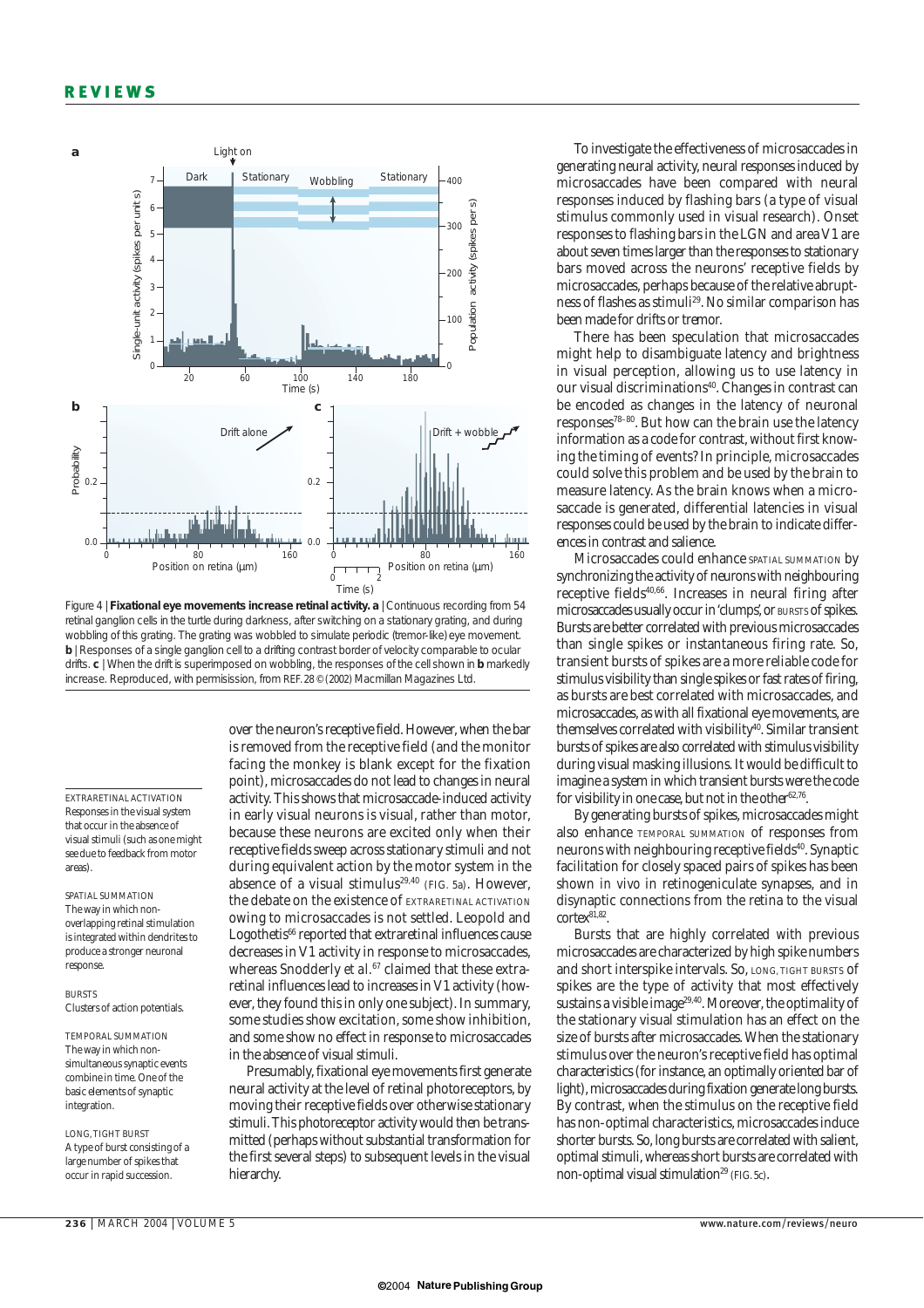Figure 4 | **Fixational eye movements increase retinal activity. a** | Continuous recording from 54 retinal ganglion cells in the turtle during darkness, after switching on a stationary grating, and during wobbling of this grating. The grating was wobbled to simulate periodic (tremor-like) eye movement. **b** | Responses of a single ganglion cell to a drifting contrast border of velocity comparable to ocular drifts. **c** | When the drift is superimposed on wobbling, the responses of the cell shown in **b** markedly increase. Reproduced, with permisission, from REF. 28 © (2002) Macmillan Magazines Ltd.

over the neuron's receptive field. However, when the bar is removed from the receptive field (and the monitor facing the monkey is blank except for the fixation point), microsaccades do not lead to changes in neural activity. This shows that microsaccade-induced activity in early visual neurons is visual, rather than motor, because these neurons are excited only when their receptive fields sweep across stationary stimuli and not during equivalent action by the motor system in the absence of a visual stimulus[29,40] (FIG. 5a). However, the debate on the existence of EXTRARETINAL ACTIVATION owing to microsaccades is not settled. Leopold and Logothetis[66] reported that extraretinal influences cause decreases in V1 activity in response to microsaccades, whereas Snodderly *et al.*[67] claimed that these extraretinal influences lead to increases in V1 activity (however, they found this in only one subject). In summary, some studies show excitation, some show inhibition, and some show no effect in response to microsaccades in the absence of visual stimuli.

Presumably, fixational eye movements first generate neural activity at the level of retinal photoreceptors, by moving their receptive fields over otherwise stationary stimuli. This photoreceptor activity would then be transmitted (perhaps without substantial transformation for the first several steps) to subsequent levels in the visual hierarchy.

EXTRARETINAL ACTIVATION
Responses in the visual system that occur in the absence of visual stimuli (such as one might see due to feedback from motor areas).

SPATIAL SUMMATION
The way in which non-overlapping retinal stimulation is integrated within dendrites to produce a stronger neuronal response.

BURSTS
Clusters of action potentials.

TEMPORAL SUMMATION
The way in which non-simultaneous synaptic events combine in time. One of the basic elements of synaptic integration.

LONG, TIGHT BURST
A type of burst consisting of a large number of spikes that occur in rapid succession.

To investigate the effectiveness of microsaccades in generating neural activity, neural responses induced by microsaccades have been compared with neural responses induced by flashing bars (a type of visual stimulus commonly used in visual research). Onset responses to flashing bars in the LGN and area V1 are about seven times larger than the responses to stationary bars moved across the neurons' receptive fields by microsaccades, perhaps because of the relative abruptness of flashes as stimuli[29]. No similar comparison has been made for drifts or tremor.

There has been speculation that microsaccades might help to disambiguate latency and brightness in visual perception, allowing us to use latency in our visual discriminations[40]. Changes in contrast can be encoded as changes in the latency of neuronal responses[78–80]. But how can the brain use the latency information as a code for contrast, without first knowing the timing of events? In principle, microsaccades could solve this problem and be used by the brain to measure latency. As the brain knows when a microsaccade is generated, differential latencies in visual responses could be used by the brain to indicate differences in contrast and salience.

Microsaccades could enhance SPATIAL SUMMATION by synchronizing the activity of neurons with neighbouring receptive fields[40,66]. Increases in neural firing after microsaccades usually occur in 'clumps', or BURSTS of spikes. Bursts are better correlated with previous microsaccades than single spikes or instantaneous firing rate. So, transient bursts of spikes are a more reliable code for stimulus visibility than single spikes or fast rates of firing, as bursts are best correlated with microsaccades, and microsaccades, as with all fixational eye movements, are themselves correlated with visibility[40]. Similar transient bursts of spikes are also correlated with stimulus visibility during visual masking illusions. It would be difficult to imagine a system in which transient bursts were the code for visibility in one case, but not in the other[62,76].

By generating bursts of spikes, microsaccades might also enhance TEMPORAL SUMMATION of responses from neurons with neighbouring receptive fields[40]. Synaptic facilitation for closely spaced pairs of spikes has been shown in vivo in retinogeniculate synapses, and in disynaptic connections from the retina to the visual cortex[81,82].

Bursts that are highly correlated with previous microsaccades are characterized by high spike numbers and short interspike intervals. So, LONG, TIGHT BURSTS of spikes are the type of activity that most effectively sustains a visible image[29,40]. Moreover, the optimality of the stationary visual stimulation has an effect on the size of bursts after microsaccades. When the stationary stimulus over the neuron's receptive field has optimal characteristics (for instance, an optimally oriented bar of light), microsaccades during fixation generate long bursts. By contrast, when the stimulus on the receptive field has non-optimal characteristics, microsaccades induce shorter bursts. So, long bursts are correlated with salient, optimal stimuli, whereas short bursts are correlated with non-optimal visual stimulation[29] (FIG. 5c).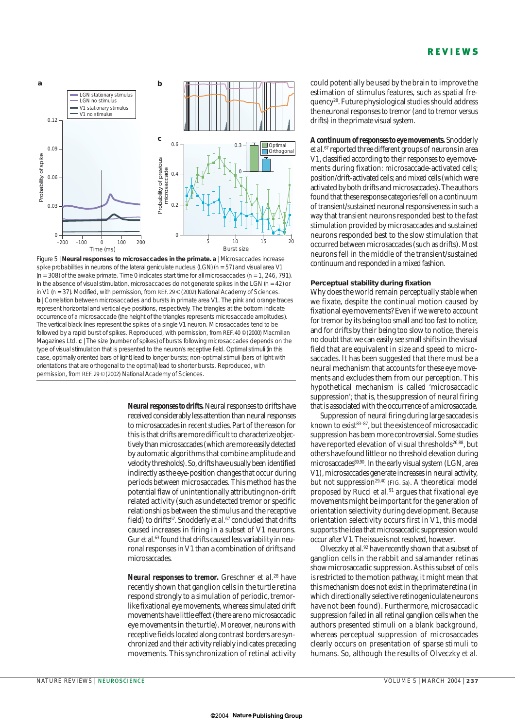Figure 5 | **Neural responses to microsaccades in the primate. a** | Microsaccades increase spike probabilities in neurons of the lateral geniculate nucleus (LGN) (n = 57) and visual area V1 (n = 308) of the awake primate. Time 0 indicates start time for all microsaccades (n = 1, 246, 791). In the absence of visual stimulation, microsaccades do not generate spikes in the LGN (n = 42) or in V1 (n = 37). Modified, with permission, from REF. 29 © (2002) National Academy of Sciences. **b** | Correlation between microsaccades and bursts in primate area V1. The pink and orange traces represent horizontal and vertical eye positions, respectively. The triangles at the bottom indicate occurrence of a microsaccade (the height of the triangles represents microsaccade amplitudes). The vertical black lines represent the spikes of a single V1 neuron. Microsaccades tend to be followed by a rapid burst of spikes. Reproduced, with permission, from REF. 40 © (2000) Macmillan Magazines Ltd. **c** | The size (number of spikes) of bursts following microsaccades depends on the type of visual stimulation that is presented to the neuron's receptive field. Optimal stimuli (in this case, optimally oriented bars of light) lead to longer bursts; non-optimal stimuli (bars of light with orientations that are orthogonal to the optimal) lead to shorter bursts. Reproduced, with permission, from REF. 29 © (2002) National Academy of Sciences.

***Neural responses to drifts.*** Neural responses to drifts have received considerably less attention than neural responses to microsaccades in recent studies. Part of the reason for this is that drifts are more difficult to characterize objectively than microsaccades (which are more easily detected by automatic algorithms that combine amplitude and velocity thresholds). So, drifts have usually been identified indirectly as the eye-position changes that occur during periods between microsaccades. This method has the potential flaw of unintentionally attributing non-drift related activity (such as undetected tremor or specific relationships between the stimulus and the receptive field) to drifts[67]. Snodderly et al.[67] concluded that drifts caused increases in firing in a subset of V1 neurons. Gur et al.[63] found that drifts caused less variability in neuronal responses in V1 than a combination of drifts and microsaccades.

***Neural responses to tremor.*** Greschner et al.[28] have recently shown that ganglion cells in the turtle retina respond strongly to a simulation of periodic, tremor-like fixational eye movements, whereas simulated drift movements have little effect (there are no microsaccadic eye movements in the turtle). Moreover, neurons with receptive fields located along contrast borders are synchronized and their activity reliably indicates preceding movements. This synchronization of retinal activity could potentially be used by the brain to improve the estimation of stimulus features, such as spatial frequency[28]. Future physiological studies should address the neuronal responses to tremor (and to tremor versus drifts) in the primate visual system.

***A continuum of responses to eye movements.*** Snodderly et al.[67] reported three different groups of neurons in area V1, classified according to their responses to eye movements during fixation: microsaccade-activated cells; position/drift-activated cells; and mixed cells (which were activated by both drifts and microsaccades). The authors found that these response categories fell on a continuum of transient/sustained neuronal responsiveness in such a way that transient neurons responded best to the fast stimulation provided by microsaccades and sustained neurons responded best to the slow stimulation that occurred between microsaccades (such as drifts). Most neurons fell in the middle of the transient/sustained continuum and responded in a mixed fashion.

### Perceptual stability during fixation

Why does the world remain perceptually stable when we fixate, despite the continual motion caused by fixational eye movements? Even if we were to account for tremor by its being too small and too fast to notice, and for drifts by their being too slow to notice, there is no doubt that we can easily see small shifts in the visual field that are equivalent in size and speed to microsaccades. It has been suggested that there must be a neural mechanism that accounts for these eye movements and excludes them from our perception. This hypothetical mechanism is called 'microsaccadic suppression'; that is, the suppression of neural firing that is associated with the occurrence of a microsaccade.

Suppression of neural firing during large saccades is known to exist[83–87], but the existence of microsaccadic suppression has been more controversial. Some studies have reported elevation of visual thresholds[26,88], but others have found little or no threshold elevation during microsaccades[89,90]. In the early visual system (LGN, area V1), microsaccades generate increases in neural activity, but not suppression[29,40] (FIG. 5a). A theoretical model proposed by Rucci et al.[91] argues that fixational eye movements might be important for the generation of orientation selectivity during development. Because orientation selectivity occurs first in V1, this model supports the idea that microsaccadic suppression would occur after V1. The issue is not resolved, however.

Olveczky et al.[92] have recently shown that a subset of ganglion cells in the rabbit and salamander retinas show microsaccadic suppression. As this subset of cells is restricted to the motion pathway, it might mean that this mechanism does not exist in the primate retina (in which directionally selective retinogeniculate neurons have not been found). Furthermore, microsaccadic suppression failed in all retinal ganglion cells when the authors presented stimuli on a blank background, whereas perceptual suppression of microsaccades clearly occurs on presentation of sparse stimuli to humans. So, although the results of Olveczky et al.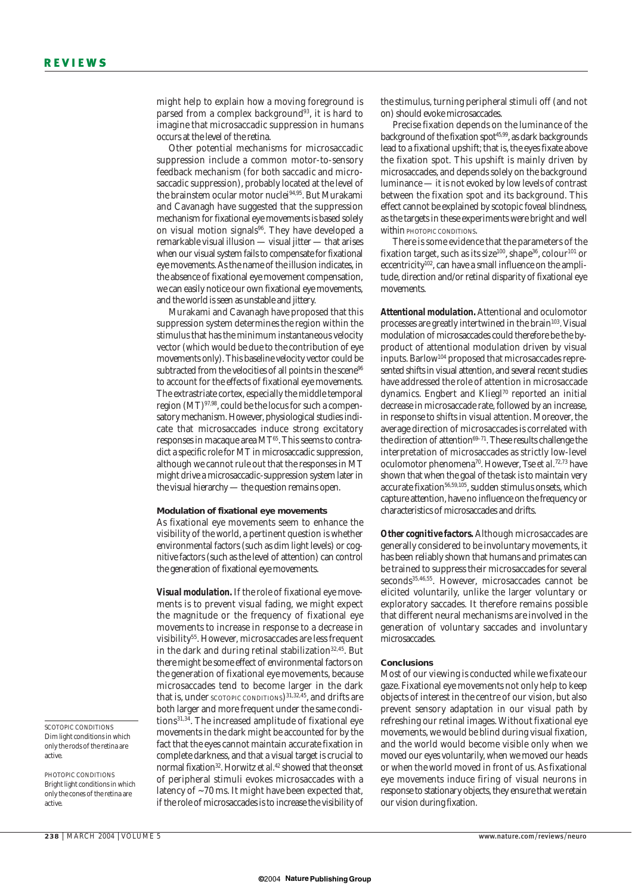might help to explain how a moving foreground is parsed from a complex background[93], it is hard to imagine that microsaccadic suppression in humans occurs at the level of the retina.

Other potential mechanisms for microsaccadic suppression include a common motor-to-sensory feedback mechanism (for both saccadic and microsaccadic suppression), probably located at the level of the brainstem ocular motor nuclei[94,95]. But Murakami and Cavanagh have suggested that the suppression mechanism for fixational eye movements is based solely on visual motion signals[96]. They have developed a remarkable visual illusion — visual jitter — that arises when our visual system fails to compensate for fixational eye movements. As the name of the illusion indicates, in the absence of fixational eye movement compensation, we can easily notice our own fixational eye movements, and the world is seen as unstable and jittery.

Murakami and Cavanagh have proposed that this suppression system determines the region within the stimulus that has the minimum instantaneous velocity vector (which would be due to the contribution of eye movements only). This baseline velocity vector could be subtracted from the velocities of all points in the scene[96] to account for the effects of fixational eye movements. The extrastriate cortex, especially the middle temporal region (MT)[97,98], could be the locus for such a compensatory mechanism. However, physiological studies indicate that microsaccades induce strong excitatory responses in macaque area MT[65]. This seems to contradict a specific role for MT in microsaccadic suppression, although we cannot rule out that the responses in MT might drive a microsaccadic-suppression system later in the visual hierarchy — the question remains open.

## Modulation of fixational eye movements

As fixational eye movements seem to enhance the visibility of the world, a pertinent question is whether environmental factors (such as dim light levels) or cognitive factors (such as the level of attention) can control the generation of fixational eye movements.

***Visual modulation.*** If the role of fixational eye movements is to prevent visual fading, we might expect the magnitude or the frequency of fixational eye movements to increase in response to a decrease in visibility[55]. However, microsaccades are less frequent in the dark and during retinal stabilization[32,45]. But there might be some effect of environmental factors on the generation of fixational eye movements, because microsaccades tend to become larger in the dark that is, under SCOTOPIC CONDITIONS)[31,32,45], and drifts are both larger and more frequent under the same conditions[31,34]. The increased amplitude of fixational eye movements in the dark might be accounted for by the fact that the eyes cannot maintain accurate fixation in complete darkness, and that a visual target is crucial to normal fixation[32]. Horwitz *et al.*[42] showed that the onset of peripheral stimuli evokes microsaccades with a latency of ~70 ms. It might have been expected that, if the role of microsaccades is to increase the visibility of the stimulus, turning peripheral stimuli off (and not on) should evoke microsaccades.

Precise fixation depends on the luminance of the background of the fixation spot[45,99], as dark backgrounds lead to a fixational upshift; that is, the eyes fixate above the fixation spot. This upshift is mainly driven by microsaccades, and depends solely on the background luminance — it is not evoked by low levels of contrast between the fixation spot and its background. This effect cannot be explained by scotopic foveal blindness, as the targets in these experiments were bright and well within PHOTOPIC CONDITIONS.

There is some evidence that the parameters of the fixation target, such as its size[100], shape[36], colour[101] or eccentricity[102], can have a small influence on the amplitude, direction and/or retinal disparity of fixational eye movements.

***Attentional modulation.*** Attentional and oculomotor processes are greatly intertwined in the brain[103]. Visual modulation of microsaccades could therefore be the by-product of attentional modulation driven by visual inputs. Barlow[104] proposed that microsaccades represented shifts in visual attention, and several recent studies have addressed the role of attention in microsaccade dynamics. Engbert and Kliegl[70] reported an initial decrease in microsaccade rate, followed by an increase, in response to shifts in visual attention. Moreover, the average direction of microsaccades is correlated with the direction of attention[69–71]. These results challenge the interpretation of microsaccades as strictly low-level oculomotor phenomena[70]. However, Tse *et al.*[72,73] have shown that when the goal of the task is to maintain very accurate fixation[56,59,105], sudden stimulus onsets, which capture attention, have no influence on the frequency or characteristics of microsaccades and drifts.

***Other cognitive factors.*** Although microsaccades are generally considered to be involuntary movements, it has been reliably shown that humans and primates can be trained to suppress their microsaccades for several seconds[35,46,55]. However, microsaccades cannot be elicited voluntarily, unlike the larger voluntary or exploratory saccades. It therefore remains possible that different neural mechanisms are involved in the generation of voluntary saccades and involuntary microsaccades.

## Conclusions

Most of our viewing is conducted while we fixate our gaze. Fixational eye movements not only help to keep objects of interest in the centre of our vision, but also prevent sensory adaptation in our visual path by refreshing our retinal images. Without fixational eye movements, we would be blind during visual fixation, and the world would become visible only when we moved our eyes voluntarily, when we moved our heads or when the world moved in front of us. As fixational eye movements induce firing of visual neurons in response to stationary objects, they ensure that we retain our vision during fixation.

SCOTOPIC CONDITIONS
Dim light conditions in which only the rods of the retina are active.

PHOTOPIC CONDITIONS
Bright light conditions in which only the cones of the retina are active.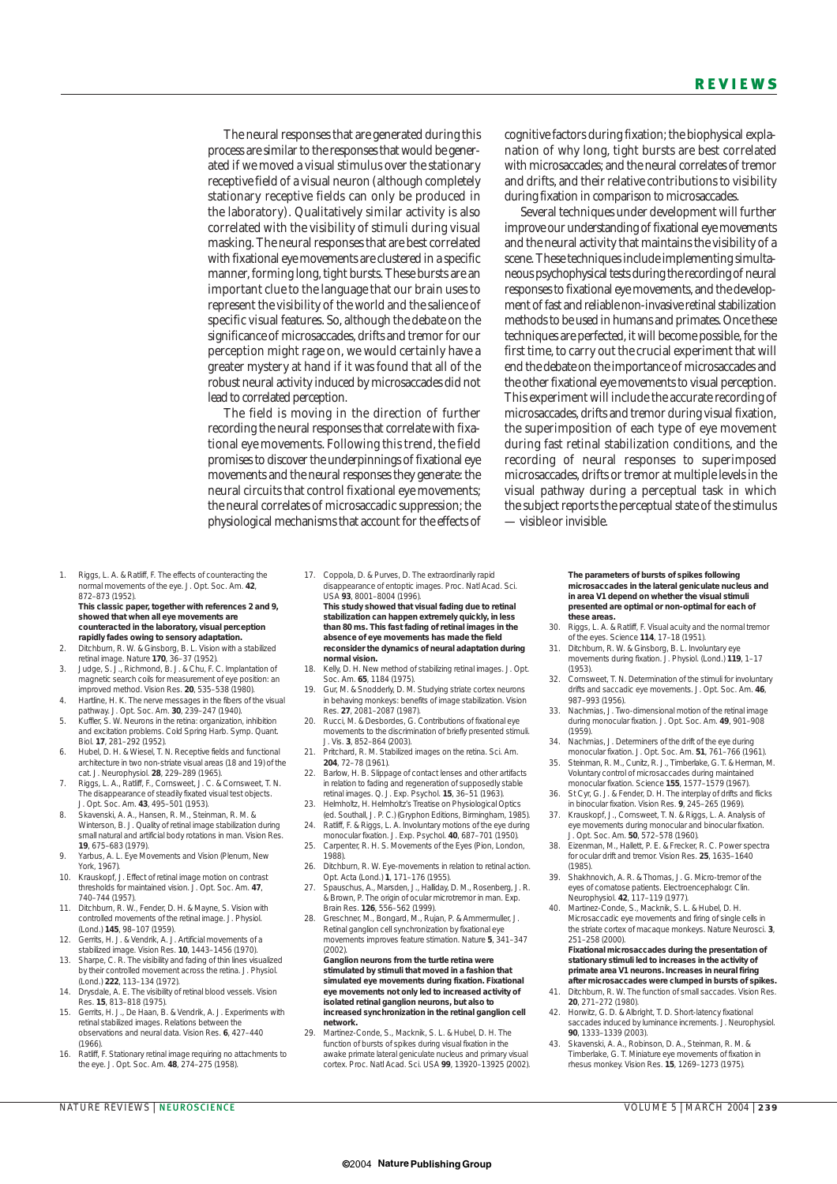The neural responses that are generated during this process are similar to the responses that would be generated if we moved a visual stimulus over the stationary receptive field of a visual neuron (although completely stationary receptive fields can only be produced in the laboratory). Qualitatively similar activity is also correlated with the visibility of stimuli during visual masking. The neural responses that are best correlated with fixational eye movements are clustered in a specific manner, forming long, tight bursts. These bursts are an important clue to the language that our brain uses to represent the visibility of the world and the salience of specific visual features. So, although the debate on the significance of microsaccades, drifts and tremor for our perception might rage on, we would certainly have a greater mystery at hand if it was found that all of the robust neural activity induced by microsaccades did not lead to correlated perception.

The field is moving in the direction of further recording the neural responses that correlate with fixational eye movements. Following this trend, the field promises to discover the underpinnings of fixational eye movements and the neural responses they generate: the neural circuits that control fixational eye movements; the neural correlates of microsaccadic suppression; the physiological mechanisms that account for the effects of cognitive factors during fixation; the biophysical explanation of why long, tight bursts are best correlated with microsaccades; and the neural correlates of tremor and drifts, and their relative contributions to visibility during fixation in comparison to microsaccades.

Several techniques under development will further improve our understanding of fixational eye movements and the neural activity that maintains the visibility of a scene. These techniques include implementing simultaneous psychophysical tests during the recording of neural responses to fixational eye movements, and the development of fast and reliable non-invasive retinal stabilization methods to be used in humans and primates. Once these techniques are perfected, it will become possible, for the first time, to carry out the crucial experiment that will end the debate on the importance of microsaccades and the other fixational eye movements to visual perception. This experiment will include the accurate recording of microsaccades, drifts and tremor during visual fixation, the superimposition of each type of eye movement during fast retinal stabilization conditions, and the recording of neural responses to superimposed microsaccades, drifts or tremor at multiple levels in the visual pathway during a perceptual task in which the subject reports the perceptual state of the stimulus — visible or invisible.

1. Riggs, L. A. & Ratliff, F. The effects of counteracting the normal movements of the eye. *J. Opt. Soc. Am.* **42**, 872–873 (1952).
   **This classic paper, together with references 2 and 9, showed that when all eye movements are counteracted in the laboratory, visual perception rapidly fades owing to sensory adaptation.**
2. Ditchburn, R. W. & Ginsborg, B. L. Vision with a stabilized retinal image. *Nature* **170**, 36–37 (1952).
3. Judge, S. J., Richmond, B. J. & Chu, F. C. Implantation of magnetic search coils for measurement of eye position: an improved method. *Vision Res.* **20**, 535–538 (1980).
4. Hartline, H. K. The nerve messages in the fibers of the visual pathway. *J. Opt. Soc. Am.* **30**, 239–247 (1940).
5. Kuffler, S. W. Neurons in the retina: organization, inhibition and excitation problems. *Cold Spring Harb. Symp. Quant. Biol.* **17**, 281–292 (1952).
6. Hubel, D. H. & Wiesel, T. N. Receptive fields and functional architecture in two non-striate visual areas (18 and 19) of the cat. *J. Neurophysiol.* **28**, 229–289 (1965).
7. Riggs, L. A., Ratliff, F., Cornsweet, J. C. & Cornsweet, T. N. The disappearance of steadily fixated visual test objects. *J. Opt. Soc. Am.* **43**, 495–501 (1953).
8. Skavenski, A. A., Hansen, R. M., Steinman, R. M. & Winterson, B. J. Quality of retinal image stabilization during small natural and artificial body rotations in man. *Vision Res.* **19**, 675–683 (1979).
9. Yarbus, A. L. *Eye Movements and Vision* (Plenum, New York, 1967).
10. Krauskopf, J. Effect of retinal image motion on contrast thresholds for maintained vision. *J. Opt. Soc. Am.* **47**, 740–744 (1957).
11. Ditchburn, R. W., Fender, D. H. & Mayne, S. Vision with controlled movements of the retinal image. *J. Physiol. (Lond.)* **145**, 98–107 (1959).
12. Gerrits, H. J. & Vendrik, A. J. Artificial movements of a stabilized image. *Vision Res.* **10**, 1443–1456 (1970).
13. Sharpe, C. R. The visibility and fading of thin lines visualized by their controlled movement across the retina. *J. Physiol. (Lond.)* **222**, 113–134 (1972).
14. Drysdale, A. E. The visibility of retinal blood vessels. *Vision Res.* **15**, 813–818 (1975).
15. Gerrits, H. J., De Haan, B. & Vendrik, A. J. Experiments with retinal stabilized images. Relations between the observations and neural data. *Vision Res.* **6**, 427–440 (1966).
16. Ratliff, F. Stationary retinal image requiring no attachments to the eye. *J. Opt. Soc. Am.* **48**, 274–275 (1958).
17. Coppola, D. & Purves, D. The extraordinarily rapid disappearance of entoptic images. *Proc. Natl Acad. Sci. USA* **93**, 8001–8004 (1996).
   **This study showed that visual fading due to retinal stabilization can happen extremely quickly, in less than 80 ms. This fast fading of retinal images in the absence of eye movements has made the field reconsider the dynamics of neural adaptation during normal vision.**
18. Kelly, D. H. New method of stabilizing retinal images. *J. Opt. Soc. Am.* **65**, 1184 (1975).
19. Gur, M. & Snodderly, D. M. Studying striate cortex neurons in behaving monkeys: benefits of image stabilization. *Vision Res.* **27**, 2081–2087 (1987).
20. Rucci, M. & Desbordes, G. Contributions of fixational eye movements to the discrimination of briefly presented stimuli. *J. Vis.* **3**, 852–864 (2003).
21. Pritchard, R. M. Stabilized images on the retina. *Sci. Am.* **204**, 72–78 (1961).
22. Barlow, H. B. Slippage of contact lenses and other artifacts in relation to fading and regeneration of supposedly stable retinal images. *Q. J. Exp. Psychol.* **15**, 36–51 (1963).
23. Helmholtz, H. *Helmholtz's Treatise on Physiological Optics* (ed. Southall, J. P. C.) (Gryphon Editions, Birmingham, 1985).
24. Ratliff, F. & Riggs, L. A. Involuntary motions of the eye during monocular fixation. *J. Exp. Psychol.* **40**, 687–701 (1950).
25. Carpenter, R. H. S. *Movements of the Eyes* (Pion, London, 1988).
26. Ditchburn, R. W. Eye-movements in relation to retinal action. *Opt. Acta (Lond.)* **1**, 171–176 (1955).
27. Spauschus, A., Marsden, J., Halliday, D. M., Rosenberg, J. R. & Brown, P. The origin of ocular microtremor in man. *Exp. Brain Res.* **126**, 556–562 (1999).
28. Greschner, M., Bongard, M., Rujan, P. & Ammermuller, J. Retinal ganglion cell synchronization by fixational eye movements improves feature stimation. *Nature* **5**, 341–347 (2002).
   **Ganglion neurons from the turtle retina were stimulated by stimuli that moved in a fashion that simulated eye movements during fixation. Fixational eye movements not only led to increased activity of isolated retinal ganglion neurons, but also to increased synchronization in the retinal ganglion cell network.**
29. Martinez-Conde, S., Macknik, S. L. & Hubel, D. H. The function of bursts of spikes during visual fixation in the awake primate lateral geniculate nucleus and primary visual cortex. *Proc. Natl Acad. Sci. USA* **99**, 13920–13925 (2002).
   **The parameters of bursts of spikes following microsaccades in the lateral geniculate nucleus and in area V1 depend on whether the visual stimuli presented are optimal or non-optimal for each of these areas.**
30. Riggs, L. A. & Ratliff, F. Visual acuity and the normal tremor of the eyes. *Science* **114**, 17–18 (1951).
31. Ditchburn, R. W. & Ginsborg, B. L. Involuntary eye movements during fixation. *J. Physiol. (Lond.)* **119**, 1–17 (1953).
32. Cornsweet, T. N. Determination of the stimuli for involuntary drifts and saccadic eye movements. *J. Opt. Soc. Am.* **46**, 987–993 (1956).
33. Nachmias, J. Two-dimensional motion of the retinal image during monocular fixation. *J. Opt. Soc. Am.* **49**, 901–908 (1959).
34. Nachmias, J. Determiners of the drift of the eye during monocular fixation. *J. Opt. Soc. Am.* **51**, 761–766 (1961).
35. Steinman, R. M., Cunitz, R. J., Timberlake, G. T. & Herman, M. Voluntary control of microsaccades during maintained monocular fixation. *Science* **155**, 1577–1579 (1967).
36. St Cyr, G. J. & Fender, D. H. The interplay of drifts and flicks in binocular fixation. *Vision Res.* **9**, 245–265 (1969).
37. Krauskopf, J., Cornsweet, T. N. & Riggs, L. A. Analysis of eye movements during monocular and binocular fixation. *J. Opt. Soc. Am.* **50**, 572–578 (1960).
38. Eizenman, M., Hallett, P. E. & Frecker, R. C. Power spectra for ocular drift and tremor. *Vision Res.* **25**, 1635–1640 (1985).
39. Shakhnovich, A. R. & Thomas, J. G. Micro-tremor of the eyes of comatose patients. *Electroencephalogr. Clin. Neurophysiol.* **42**, 117–119 (1977).
40. Martinez-Conde, S., Macknik, S. L. & Hubel, D. H. Microsaccadic eye movements and firing of single cells in the striate cortex of macaque monkeys. *Nature Neurosci.* **3**, 251–258 (2000).
   **Fixational microsaccades during the presentation of stationary stimuli led to increases in the activity of primate area V1 neurons. Increases in neural firing after microsaccades were clumped in bursts of spikes.**
41. Ditchburn, R. W. The function of small saccades. *Vision Res.* **20**, 271–272 (1980).
42. Horwitz, G. D. & Albright, T. D. Short-latency fixational saccades induced by luminance increments. *J. Neurophysiol.* **90**, 1333–1339 (2003).
43. Skavenski, A. A., Robinson, D. A., Steinman, R. M. & Timberlake, G. T. Miniature eye movements of fixation in rhesus monkey. *Vision Res.* **15**, 1269–1273 (1975).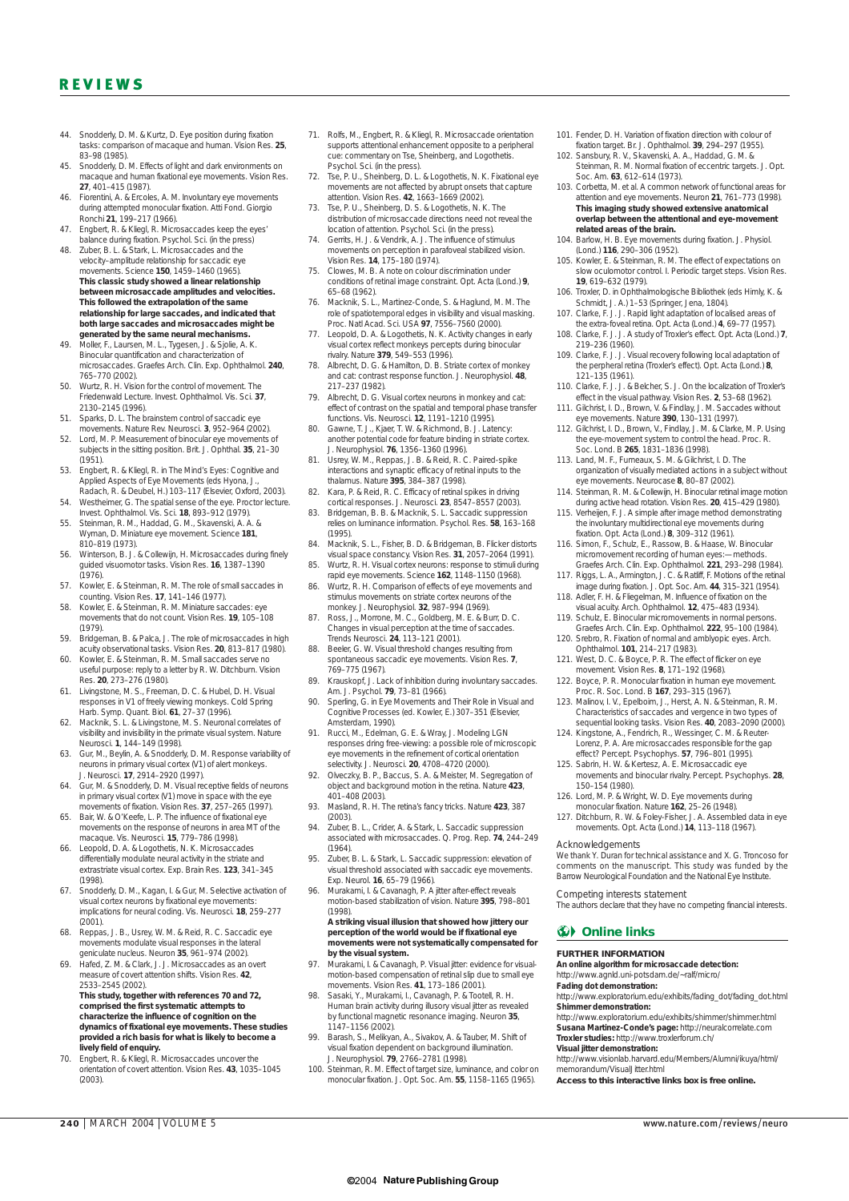44. Snodderly, D. M. & Kurtz, D. Eye position during fixation tasks: comparison of macaque and human. Vision Res. **25**, 83–98 (1985).
45. Snodderly, D. M. Effects of light and dark environments on macaque and human fixational eye movements. Vision Res. **27**, 401–415 (1987).
46. Fiorentini, A. & Ercoles, A. M. Involuntary eye movements during attempted monocular fixation. Atti Fond. Giorgio Ronchi **21**, 199–217 (1966).
47. Engbert, R. & Kliegl, R. Microsaccades keep the eyes' balance during fixation. Psychol. Sci. (in the press)
48. Zuber, B. L. & Stark, L. Microsaccades and the velocity–amplitude relationship for saccadic eye movements. Science **150**, 1459–1460 (1965).
**This classic study showed a linear relationship between microsaccade amplitudes and velocities. This followed the extrapolation of the same relationship for large saccades, and indicated that both large saccades and microsaccades might be generated by the same neural mechanisms.**
49. Moller, F., Laursen, M. L., Tygesen, J. & Sjolie, A. K. Binocular quantification and characterization of microsaccades. Graefes Arch. Clin. Exp. Ophthalmol. **240**, 765–770 (2002).
50. Wurtz, R. H. Vision for the control of movement. The Friedenwald Lecture. Invest. Ophthalmol. Vis. Sci. **37**, 2130–2145 (1996).
51. Sparks, D. L. The brainstem control of saccadic eye movements. Nature Rev. Neurosci. **3**, 952–964 (2002).
52. Lord, M. P. Measurement of binocular eye movements of subjects in the sitting position. Brit. J. Ophthal. **35**, 21–30 (1951).
53. Engbert, R. & Kliegl, R. in The Mind's Eyes: Cognitive and Applied Aspects of Eye Movements (eds Hyona, J., Radach, R. & Deubel, H.) 103–117 (Elsevier, Oxford, 2003).
54. Westheimer, G. The spatial sense of the eye. Proctor lecture. Invest. Ophthalmol. Vis. Sci. **18**, 893–912 (1979).
55. Steinman, R. M., Haddad, G. M., Skavenski, A. A. & Wyman, D. Miniature eye movement. Science **181**, 810–819 (1973).
56. Winterson, B. J. & Collewijn, H. Microsaccades during finely guided visuomotor tasks. Vision Res. **16**, 1387–1390 (1976).
57. Kowler, E. & Steinman, R. M. The role of small saccades in counting. Vision Res. **17**, 141–146 (1977).
58. Kowler, E. & Steinman, R. M. Miniature saccades: eye movements that do not count. Vision Res. **19**, 105–108 (1979).
59. Bridgeman, B. & Palca, J. The role of microsaccades in high acuity observational tasks. Vision Res. **20**, 813–817 (1980).
60. Kowler, E. & Steinman, R. M. Small saccades serve no useful purpose: reply to a letter by R. W. Ditchburn. Vision Res. **20**, 273–276 (1980).
61. Livingstone, M. S., Freeman, D. C. & Hubel, D. H. Visual responses in V1 of freely viewing monkeys. Cold Spring Harb. Symp. Quant. Biol. **61**, 27–37 (1996).
62. Macknik, S. L. & Livingstone, M. S. Neuronal correlates of visibility and invisibility in the primate visual system. Nature Neurosci. **1**, 144–149 (1998).
63. Gur, M., Beylin, A. & Snodderly, D. M. Response variability of neurons in primary visual cortex (V1) of alert monkeys. J. Neurosci. **17**, 2914–2920 (1997).
64. Gur, M. & Snodderly, D. M. Visual receptive fields of neurons in primary visual cortex (V1) move in space with the eye movements of fixation. Vision Res. **37**, 257–265 (1997).
65. Bair, W. & O'Keefe, L. P. The influence of fixational eye movements on the response of neurons in area MT of the macaque. Vis. Neurosci. **15**, 779–786 (1998).
66. Leopold, D. A. & Logothetis, N. K. Microsaccades differentially modulate neural activity in the striate and extrastriate visual cortex. Exp. Brain Res. **123**, 341–345 (1998).
67. Snodderly, D. M., Kagan, I. & Gur, M. Selective activation of visual cortex neurons by fixational eye movements: implications for neural coding. Vis. Neurosci. **18**, 259–277 (2001).
68. Reppas, J. B., Usrey, W. M. & Reid, R. C. Saccadic eye movements modulate visual responses in the lateral geniculate nucleus. Neuron **35**, 961–974 (2002).
69. Hafed, Z. M. & Clark, J. J. Microsaccades as an overt measure of covert attention shifts. Vision Res. **42**, 2533–2545 (2002).
**This study, together with references 70 and 72, comprised the first systematic attempts to characterize the influence of cognition on the dynamics of fixational eye movements. These studies provided a rich basis for what is likely to become a lively field of enquiry.**
70. Engbert, R. & Kliegl, R. Microsaccades uncover the orientation of covert attention. Vision Res. **43**, 1035–1045 (2003).
71. Rolfs, M., Engbert, R. & Kliegl, R. Microsaccade orientation supports attentional enhancement opposite to a peripheral cue: commentary on Tse, Sheinberg, and Logothetis. Psychol. Sci. (in the press).
72. Tse, P. U., Sheinberg, D. L. & Logothetis, N. K. Fixational eye movements are not affected by abrupt onsets that capture attention. Vision Res. **42**, 1663–1669 (2002).
73. Tse, P. U., Sheinberg, D. S. & Logothetis, N. K. The distribution of microsaccade directions need not reveal the location of attention. Psychol. Sci. (in the press).
74. Gerrits, H. J. & Vendrik, A. J. The influence of stimulus movements on perception in parafoveal stabilized vision. Vision Res. **14**, 175–180 (1974).
75. Clowes, M. B. A note on colour discrimination under conditions of retinal image constraint. Opt. Acta (Lond.) **9**, 65–68 (1962).
76. Macknik, S. L., Martinez-Conde, S. & Haglund, M. M. The role of spatiotemporal edges in visibility and visual masking. Proc. Natl Acad. Sci. USA **97**, 7556–7560 (2000).
77. Leopold, D. A. & Logothetis, N. K. Activity changes in early visual cortex reflect monkeys percepts during binocular rivalry. Nature **379**, 549–553 (1996).
78. Albrecht, D. G. & Hamilton, D. B. Striate cortex of monkey and cat: contrast response function. J. Neurophysiol. **48**, 217–237 (1982).
79. Albrecht, D. G. Visual cortex neurons in monkey and cat: effect of contrast on the spatial and temporal phase transfer functions. Vis. Neurosci. **12**, 1191–1210 (1995).
80. Gawne, T. J., Kjaer, T. W. & Richmond, B. J. Latency: another potential code for feature binding in striate cortex. J. Neurophysiol. **76**, 1356–1360 (1996).
81. Usrey, W. M., Reppas, J. B. & Reid, R. C. Paired-spike interactions and synaptic efficacy of retinal inputs to the thalamus. Nature **395**, 384–387 (1998).
82. Kara, P. & Reid, R. C. Efficacy of retinal spikes in driving cortical responses. J. Neurosci. **23**, 8547–8557 (2003).
83. Bridgeman, B. B. & Macknik, S. L. Saccadic suppression relies on luminance information. Psychol. Res. **58**, 163–168 (1995).
84. Macknik, S. L., Fisher, B. D. & Bridgeman, B. Flicker distorts visual space constancy. Vision Res. **31**, 2057–2064 (1991).
85. Wurtz, R. H. Visual cortex neurons: response to stimuli during rapid eye movements. Science **162**, 1148–1150 (1968).
86. Wurtz, R. H. Comparison of effects of eye movements and stimulus movements on striate cortex neurons of the monkey. J. Neurophysiol. **32**, 987–994 (1969).
87. Ross, J., Morrone, M. C., Goldberg, M. E. & Burr, D. C. Changes in visual perception at the time of saccades. Trends Neurosci. **24**, 113–121 (2001).
88. Beeler, G. W. Visual threshold changes resulting from spontaneous saccadic eye movements. Vision Res. **7**, 769–775 (1967).
89. Krauskopf, J. Lack of inhibition during involuntary saccades. Am. J. Psychol. **79**, 73–81 (1966).
90. Sperling, G. in Eye Movements and Their Role in Visual and Cognitive Processes (ed. Kowler, E.) 307–351 (Elsevier, Amsterdam, 1990).
91. Rucci, M., Edelman, G. E. & Wray, J. Modeling LGN responses during free-viewing: a possible role of microscopic eye movements in the refinement of cortical orientation selectivity. J. Neurosci. **20**, 4708–4720 (2000).
92. Olveczky, B. P., Baccus, S. A. & Meister, M. Segregation of object and background motion in the retina. Nature **423**, 401–408 (2003).
93. Masland, R. H. The retina's fancy tricks. Nature **423**, 387 (2003).
94. Zuber, B. L., Crider, A. & Stark, L. Saccadic suppression associated with microsaccades. Q. Prog. Rep. **74**, 244–249 (1964).
95. Zuber, B. L. & Stark, L. Saccadic suppression: elevation of visual threshold associated with saccadic eye movements. Exp. Neurol. **16**, 65–79 (1966).
96. Murakami, I. & Cavanagh, P. A jitter after-effect reveals motion-based stabilization of vision. Nature **395**, 798–801 (1998).
**A striking visual illusion that showed how jittery our perception of the world would be if fixational eye movements were not systematically compensated for by the visual system.**
97. Murakami, I. & Cavanagh, P. Visual jitter: evidence for visual-motion-based compensation of retinal slip due to small eye movements. Vision Res. **41**, 173–186 (2001).
98. Sasaki, Y., Murakami, I., Cavanagh, P. & Tootell, R. H. Human brain activity during illusory visual jitter as revealed by functional magnetic resonance imaging. Neuron **35**, 1147–1156 (2002).
99. Barash, S., Melikyan, A., Sivakov, A. & Tauber, M. Shift of visual fixation dependent on background illumination. J. Neurophysiol. **79**, 2766–2781 (1998).
100. Steinman, R. M. Effect of target size, luminance, and color on monocular fixation. J. Opt. Soc. Am. **55**, 1158–1165 (1965).
101. Fender, D. H. Variation of fixation direction with colour of fixation target. Br. J. Ophthalmol. **39**, 294–297 (1955).
102. Sansbury, R. V., Skavenski, A. A., Haddad, G. M. & Steinman, R. M. Normal fixation of eccentric targets. J. Opt. Soc. Am. **63**, 612–614 (1973).
103. Corbetta, M. et al. A common network of functional areas for attention and eye movements. Neuron **21**, 761–773 (1998).
**This imaging study showed extensive anatomical overlap between the attentional and eye-movement related areas of the brain.**
104. Barlow, H. B. Eye movements during fixation. J. Physiol. (Lond.) **116**, 290–306 (1952).
105. Kowler, E. & Steinman, R. M. The effect of expectations on slow oculomotor control. I. Periodic target steps. Vision Res. **19**, 619–632 (1979).
106. Troxler, D. in Ophthalmologische Bibliothek (eds Himly, K. & Schmidt, J. A.) 1–53 (Springer, Jena, 1804).
107. Clarke, F. J. J. Rapid light adaptation of localised areas of the extra-foveal retina. Opt. Acta (Lond.) **4**, 69–77 (1957).
108. Clarke, F. J. J. A study of Troxler's effect. Opt. Acta (Lond.) **7**, 219–236 (1960).
109. Clarke, F. J. J. Visual recovery following local adaptation of the perpheral retina (Troxler's effect). Opt. Acta (Lond.) **8**, 121–135 (1961).
110. Clarke, F. J. J. & Belcher, S. J. On the localization of Troxler's effect in the visual pathway. Vision Res. **2**, 53–68 (1962).
111. Gilchrist, I. D., Brown, V. & Findlay, J. M. Saccades without eye movements. Nature **390**, 130–131 (1997).
112. Gilchrist, I. D., Brown, V., Findlay, J. M. & Clarke, M. P. Using the eye-movement system to control the head. Proc. R. Soc. Lond. B **265**, 1831–1836 (1998).
113. Land, M. F., Furneaux, S. M. & Gilchrist, I. D. The organization of visually mediated actions in a subject without eye movements. Neurocase **8**, 80–87 (2002).
114. Steinman, R. M. & Collewijn, H. Binocular retinal image motion during active head rotation. Vision Res. **20**, 415–429 (1980).
115. Verheijen, F. J. A simple after image method demonstrating the involuntary multidirectional eye movements during fixation. Opt. Acta (Lond.) **8**, 309–312 (1961).
116. Simon, F., Schulz, E., Rassow, B. & Haase, W. Binocular micromovement recording of human eyes:—methods. Graefes Arch. Clin. Exp. Ophthalmol. **221**, 293–298 (1984).
117. Riggs, L. A., Armington, J. C. & Ratliff, F. Motions of the retinal image during fixation. J. Opt. Soc. Am. **44**, 315–321 (1954).
118. Adler, F. H. & Fliegelman, M. Influence of fixation on the visual acuity. Arch. Ophthalmol. **12**, 475–483 (1934).
119. Schulz, E. Binocular micromovements in normal persons. Graefes Arch. Clin. Exp. Ophthalmol. **222**, 95–100 (1984).
120. Srebro, R. Fixation of normal and amblyopic eyes. Arch. Ophthalmol. **101**, 214–217 (1983).
121. West, D. C. & Boyce, P. R. The effect of flicker on eye movement. Vision Res. **8**, 171–192 (1968).
122. Boyce, P. R. Monocular fixation in human eye movement. Proc. R. Soc. Lond. B **167**, 293–315 (1967).
123. Malinov, I. V., Epelboim, J., Herst, A. N. & Steinman, R. M. Characteristics of saccades and vergence in two types of sequential looking tasks. Vision Res. **40**, 2083–2090 (2000).
124. Kingstone, A., Fendrich, R., Wessinger, C. M. & Reuter-Lorenz, P. A. Are microsaccades responsible for the gap effect? Percept. Psychophys. **57**, 796–801 (1995).
125. Sabrin, H. W. & Kertesz, A. E. Microsaccadic eye movements and binocular rivalry. Percept. Psychophys. **28**, 150–154 (1980).
126. Lord, M. P. & Wright, W. D. Eye movements during monocular fixation. Nature **162**, 25–26 (1948).
127. Ditchburn, R. W. & Foley-Fisher, J. A. Assembled data in eye movements. Opt. Acta (Lond.) **14**, 113–118 (1967).

### Acknowledgements

We thank Y. Duran for technical assistance and X. G. Troncoso for comments on the manuscript. This study was funded by the Barrow Neurological Foundation and the National Eye Institute.

### Competing interests statement

The authors declare that they have no competing financial interests.

## Online links

**FURTHER INFORMATION**

**An online algorithm for microsaccade detection:** http://www.agnld.uni-potsdam.de/~ralf/micro/

**Fading dot demonstration:** http://www.exploratorium.edu/exhibits/fading_dot/fading_dot.html

**Shimmer demonstration:** http://www.exploratorium.edu/exhibits/shimmer/shimmer.html

**Susana Martinez-Conde's page:** http://neuralcorrelate.com

**Troxler studies:** http://www.troxlerforum.ch/

**Visual jitter demonstration:** http://www.visionlab.harvard.edu/Members/Alumni/ikuya/html/memorandum/VisualJitter.html

**Access to this interactive links box is free online.**